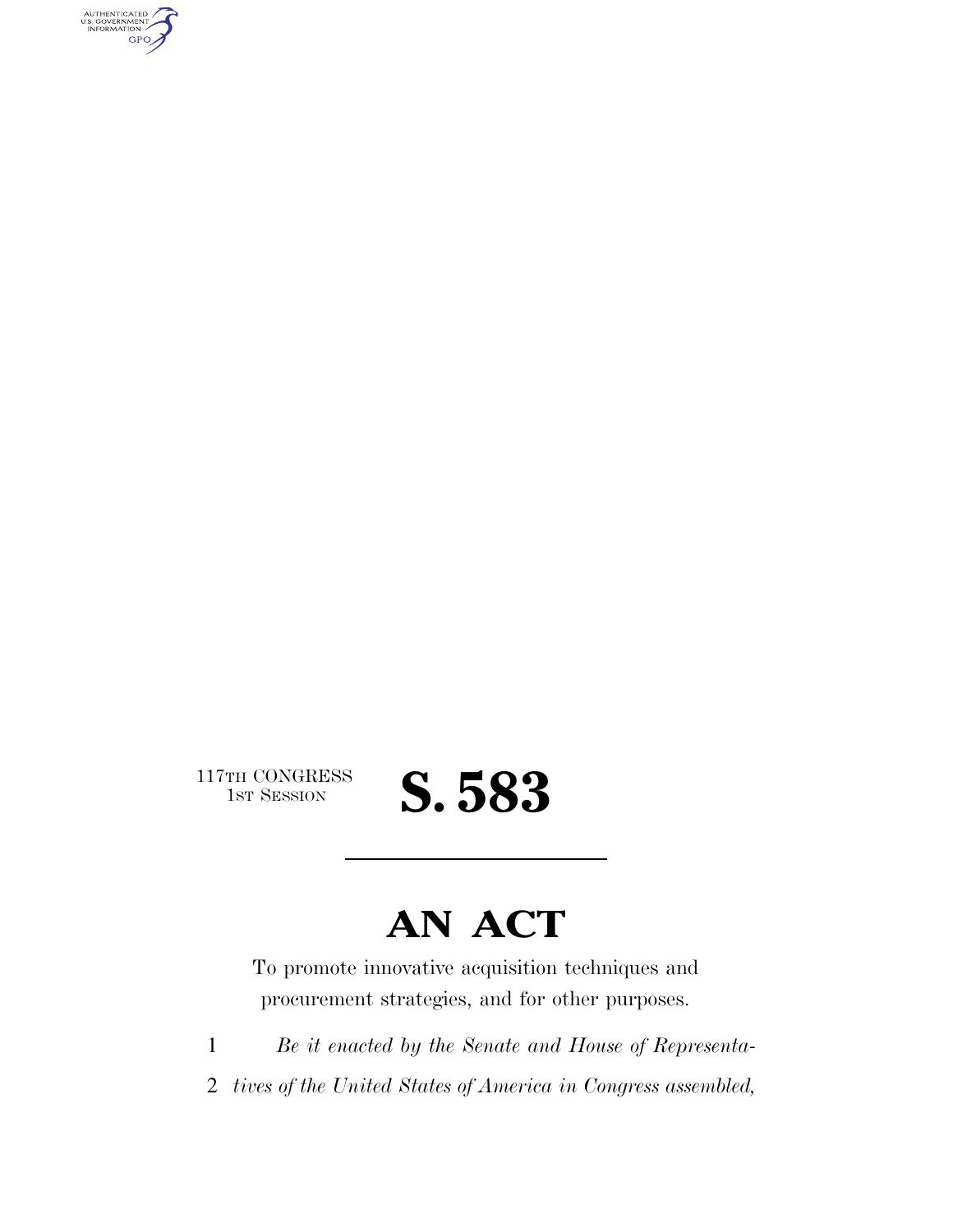117TH CONGRESS
1ST SESSION

# S. 583

---

# AN ACT

To promote innovative acquisition techniques and procurement strategies, and for other purposes.

1 *Be it enacted by the Senate and House of Representa-*
2 *tives of the United States of America in Congress assembled,*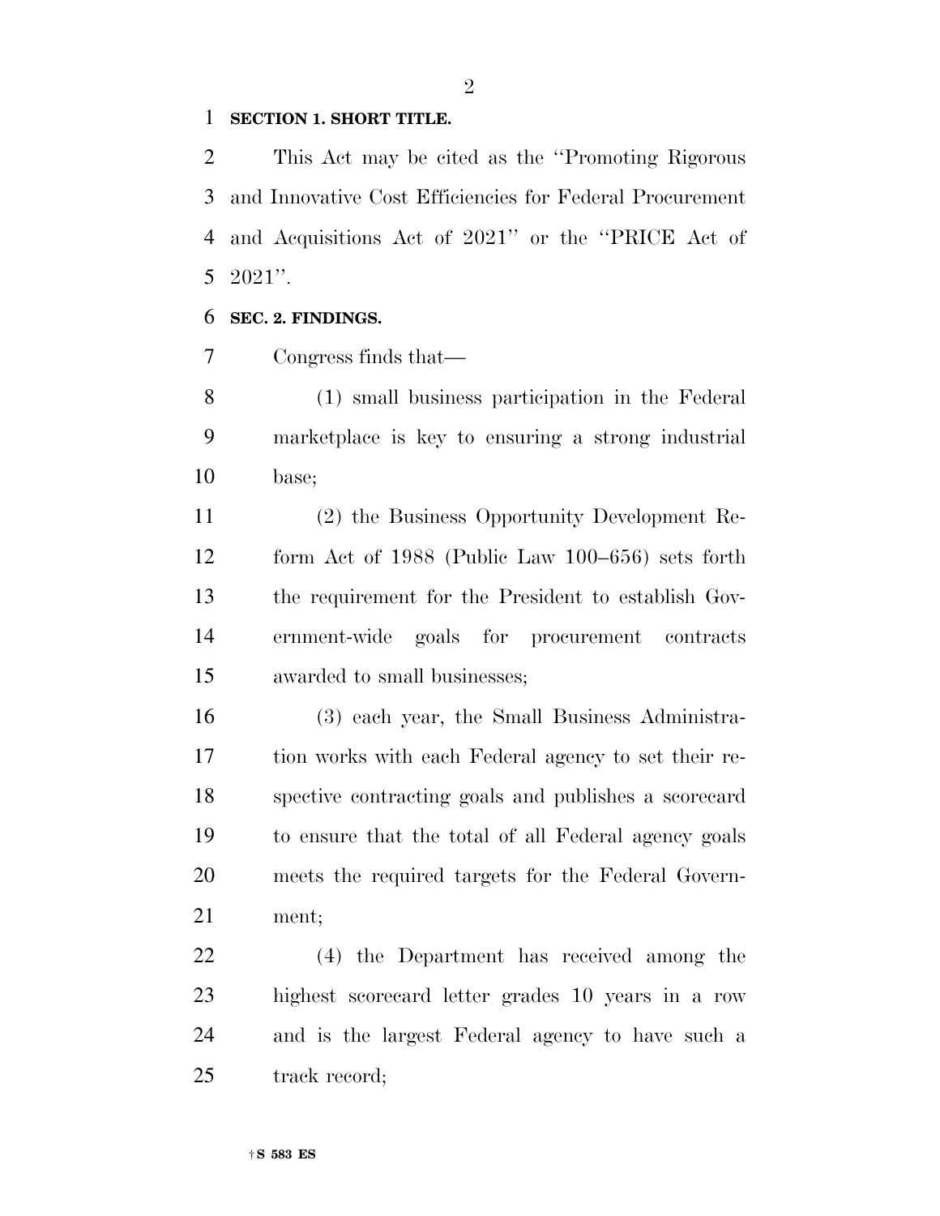**SECTION 1. SHORT TITLE.**

This Act may be cited as the "Promoting Rigorous and Innovative Cost Efficiencies for Federal Procurement and Acquisitions Act of 2021" or the "PRICE Act of 2021".

**SEC. 2. FINDINGS.**

Congress finds that—

(1) small business participation in the Federal marketplace is key to ensuring a strong industrial base;

(2) the Business Opportunity Development Reform Act of 1988 (Public Law 100–656) sets forth the requirement for the President to establish Government-wide goals for procurement contracts awarded to small businesses;

(3) each year, the Small Business Administration works with each Federal agency to set their respective contracting goals and publishes a scorecard to ensure that the total of all Federal agency goals meets the required targets for the Federal Government;

(4) the Department has received among the highest scorecard letter grades 10 years in a row and is the largest Federal agency to have such a track record;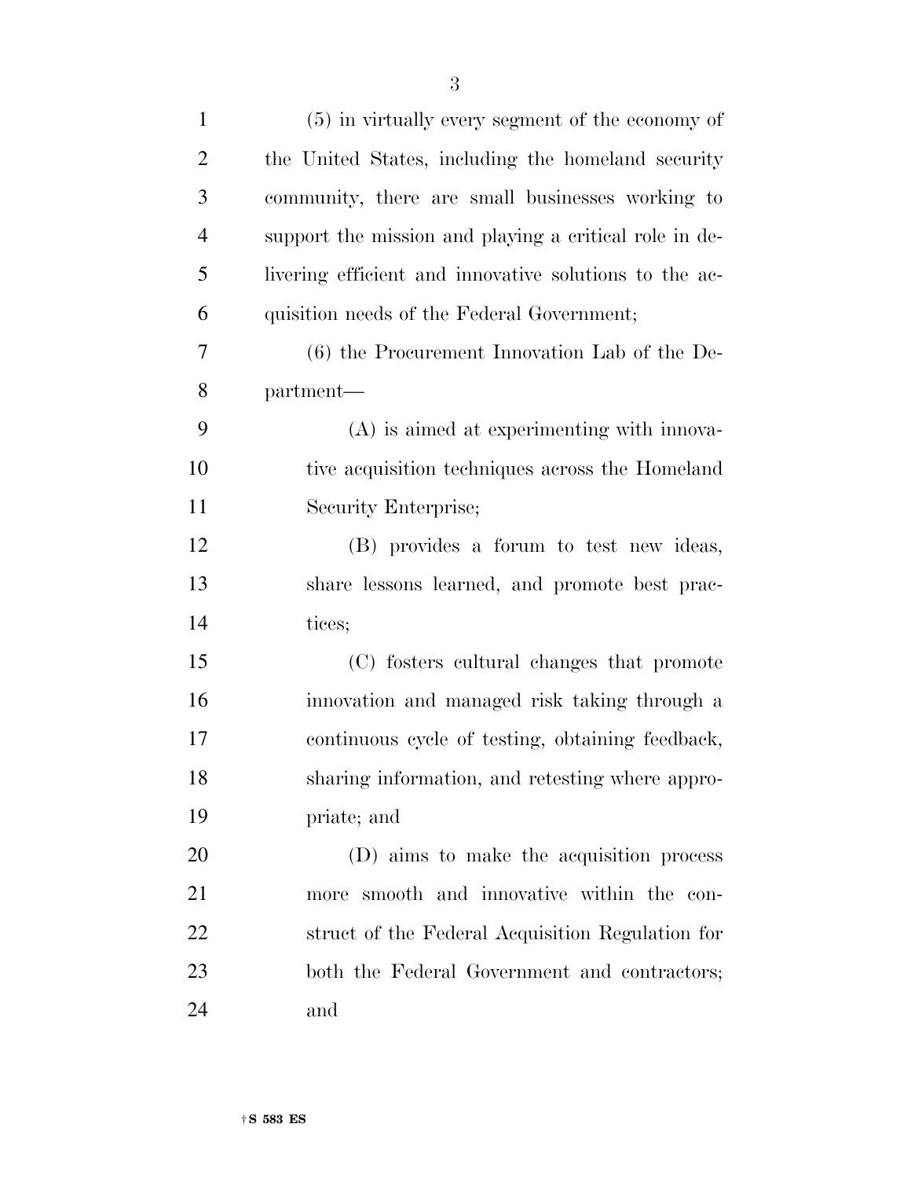(5) in virtually every segment of the economy of the United States, including the homeland security community, there are small businesses working to support the mission and playing a critical role in delivering efficient and innovative solutions to the acquisition needs of the Federal Government;

(6) the Procurement Innovation Lab of the Department—

(A) is aimed at experimenting with innovative acquisition techniques across the Homeland Security Enterprise;

(B) provides a forum to test new ideas, share lessons learned, and promote best practices;

(C) fosters cultural changes that promote innovation and managed risk taking through a continuous cycle of testing, obtaining feedback, sharing information, and retesting where appropriate; and

(D) aims to make the acquisition process more smooth and innovative within the construct of the Federal Acquisition Regulation for both the Federal Government and contractors; and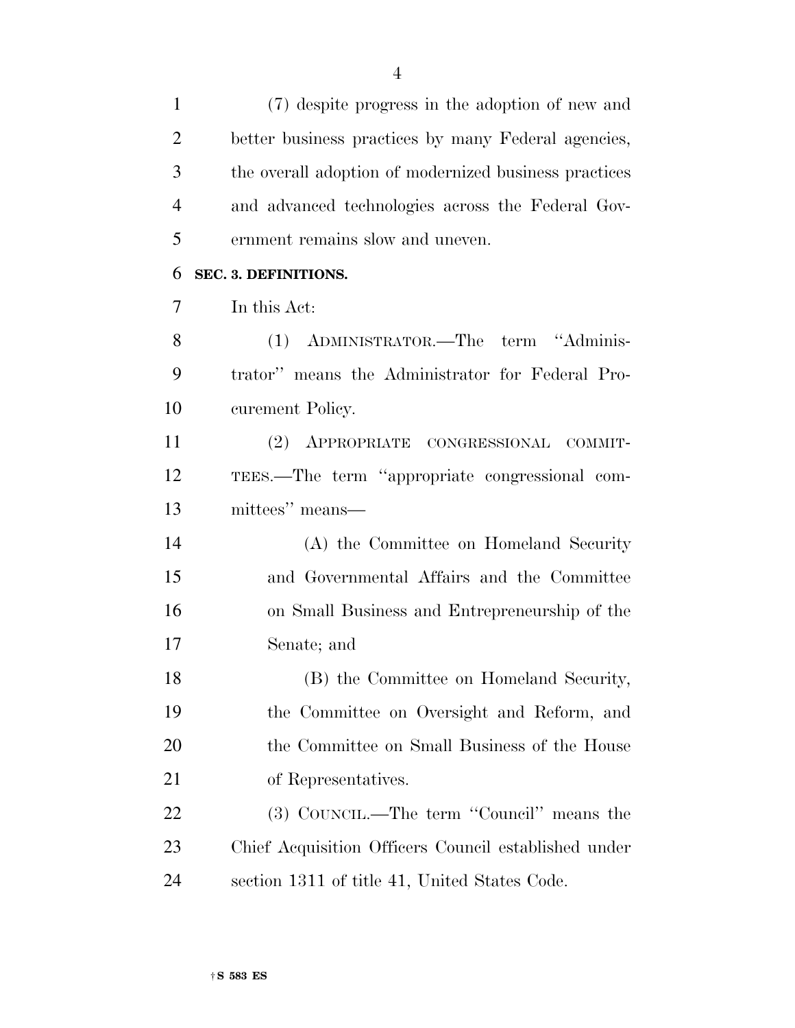(7) despite progress in the adoption of new and better business practices by many Federal agencies, the overall adoption of modernized business practices and advanced technologies across the Federal Government remains slow and uneven.

**SEC. 3. DEFINITIONS.**

In this Act:

(1) ADMINISTRATOR.—The term "Administrator" means the Administrator for Federal Procurement Policy.

(2) APPROPRIATE CONGRESSIONAL COMMITTEES.—The term "appropriate congressional committees" means—

(A) the Committee on Homeland Security and Governmental Affairs and the Committee on Small Business and Entrepreneurship of the Senate; and

(B) the Committee on Homeland Security, the Committee on Oversight and Reform, and the Committee on Small Business of the House of Representatives.

(3) COUNCIL.—The term "Council" means the Chief Acquisition Officers Council established under section 1311 of title 41, United States Code.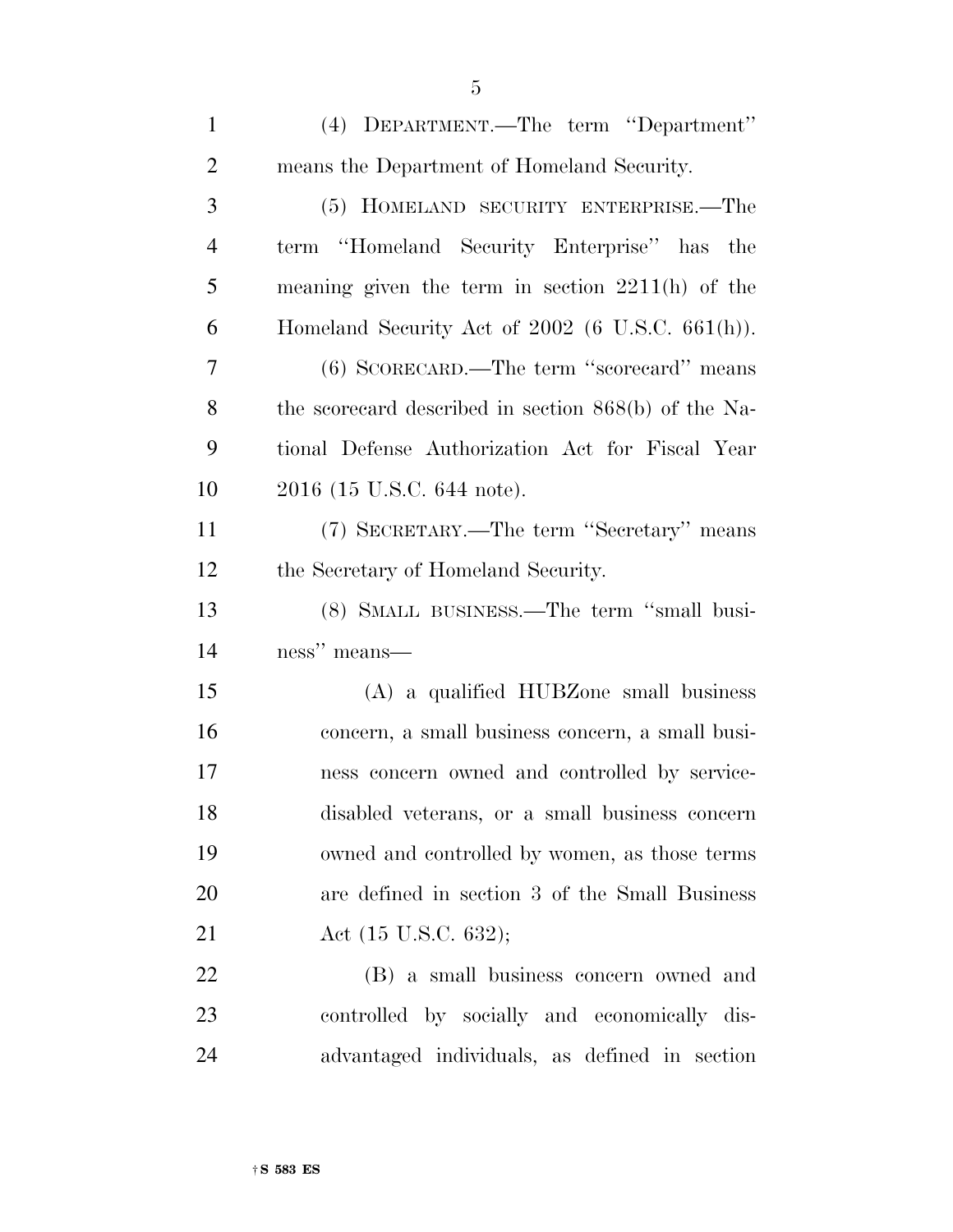(4) DEPARTMENT.—The term ''Department'' means the Department of Homeland Security.

(5) HOMELAND SECURITY ENTERPRISE.—The term ''Homeland Security Enterprise'' has the meaning given the term in section 2211(h) of the Homeland Security Act of 2002 (6 U.S.C. 661(h)).

(6) SCORECARD.—The term ''scorecard'' means the scorecard described in section 868(b) of the National Defense Authorization Act for Fiscal Year 2016 (15 U.S.C. 644 note).

(7) SECRETARY.—The term ''Secretary'' means the Secretary of Homeland Security.

(8) SMALL BUSINESS.—The term ''small business'' means—

(A) a qualified HUBZone small business concern, a small business concern, a small business concern owned and controlled by service-disabled veterans, or a small business concern owned and controlled by women, as those terms are defined in section 3 of the Small Business Act (15 U.S.C. 632);

(B) a small business concern owned and controlled by socially and economically disadvantaged individuals, as defined in section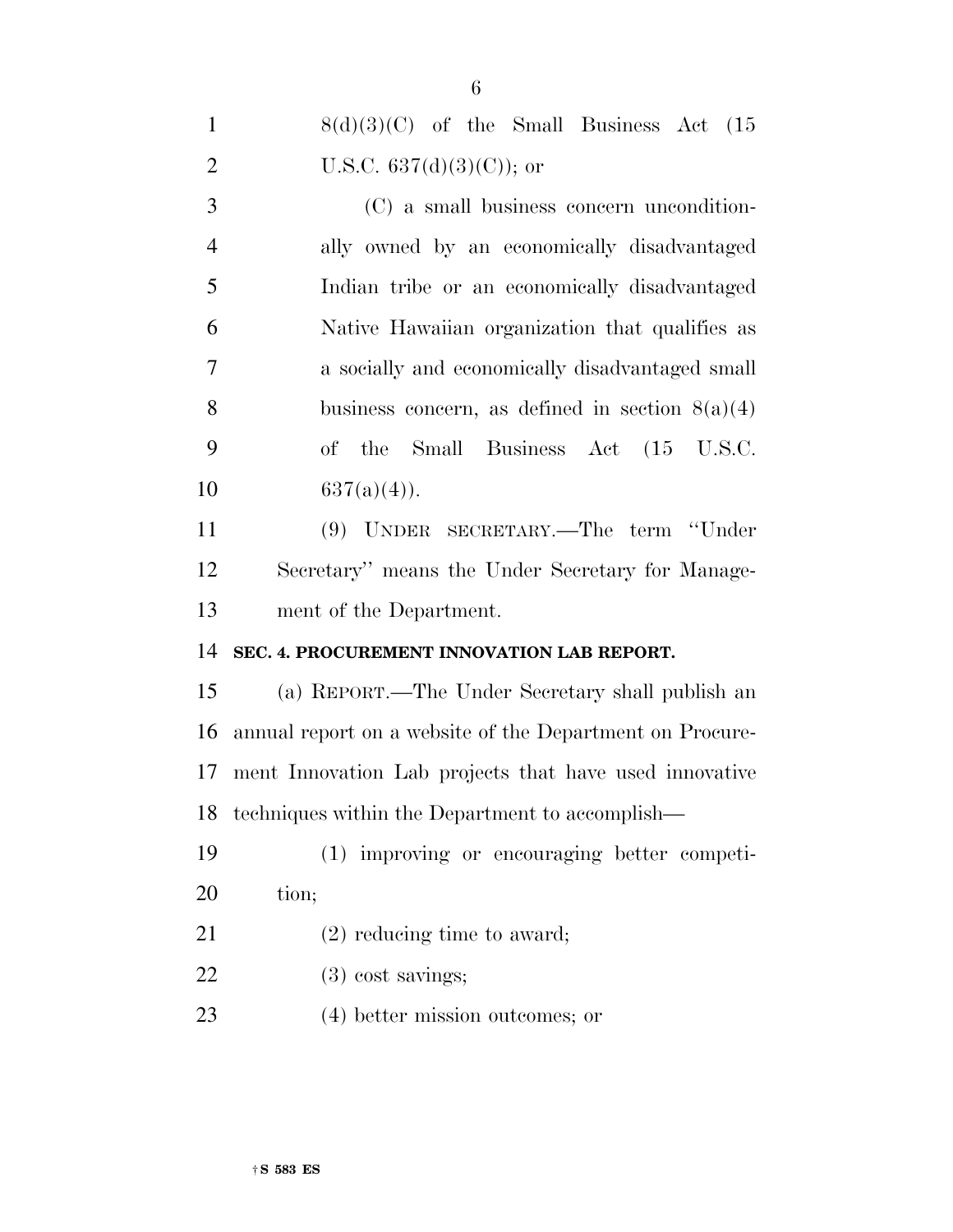8(d)(3)(C) of the Small Business Act (15 U.S.C. 637(d)(3)(C)); or

(C) a small business concern unconditionally owned by an economically disadvantaged Indian tribe or an economically disadvantaged Native Hawaiian organization that qualifies as a socially and economically disadvantaged small business concern, as defined in section 8(a)(4) of the Small Business Act (15 U.S.C. 637(a)(4)).

(9) UNDER SECRETARY.—The term "Under Secretary" means the Under Secretary for Management of the Department.

**SEC. 4. PROCUREMENT INNOVATION LAB REPORT.**

(a) REPORT.—The Under Secretary shall publish an annual report on a website of the Department on Procurement Innovation Lab projects that have used innovative techniques within the Department to accomplish—

(1) improving or encouraging better competition;

(2) reducing time to award;

(3) cost savings;

(4) better mission outcomes; or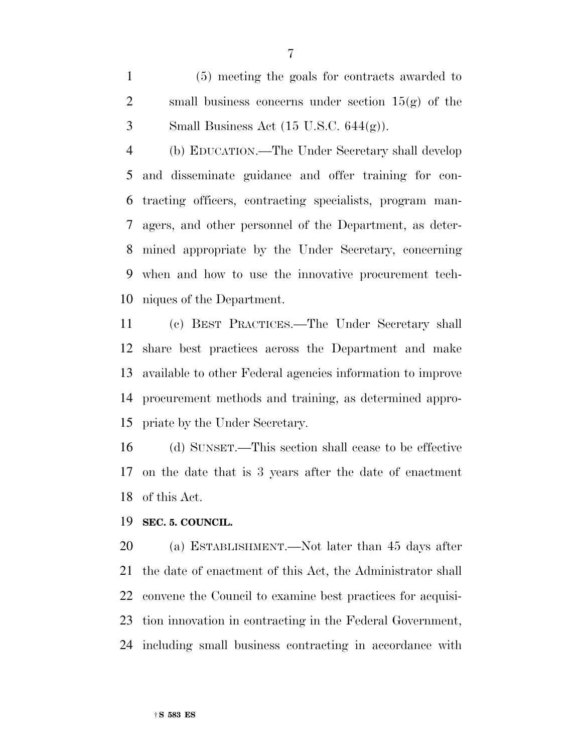(5) meeting the goals for contracts awarded to small business concerns under section 15(g) of the Small Business Act (15 U.S.C. 644(g)).

(b) EDUCATION.—The Under Secretary shall develop and disseminate guidance and offer training for contracting officers, contracting specialists, program managers, and other personnel of the Department, as determined appropriate by the Under Secretary, concerning when and how to use the innovative procurement techniques of the Department.

(c) BEST PRACTICES.—The Under Secretary shall share best practices across the Department and make available to other Federal agencies information to improve procurement methods and training, as determined appropriate by the Under Secretary.

(d) SUNSET.—This section shall cease to be effective on the date that is 3 years after the date of enactment of this Act.

**SEC. 5. COUNCIL.**

(a) ESTABLISHMENT.—Not later than 45 days after the date of enactment of this Act, the Administrator shall convene the Council to examine best practices for acquisition innovation in contracting in the Federal Government, including small business contracting in accordance with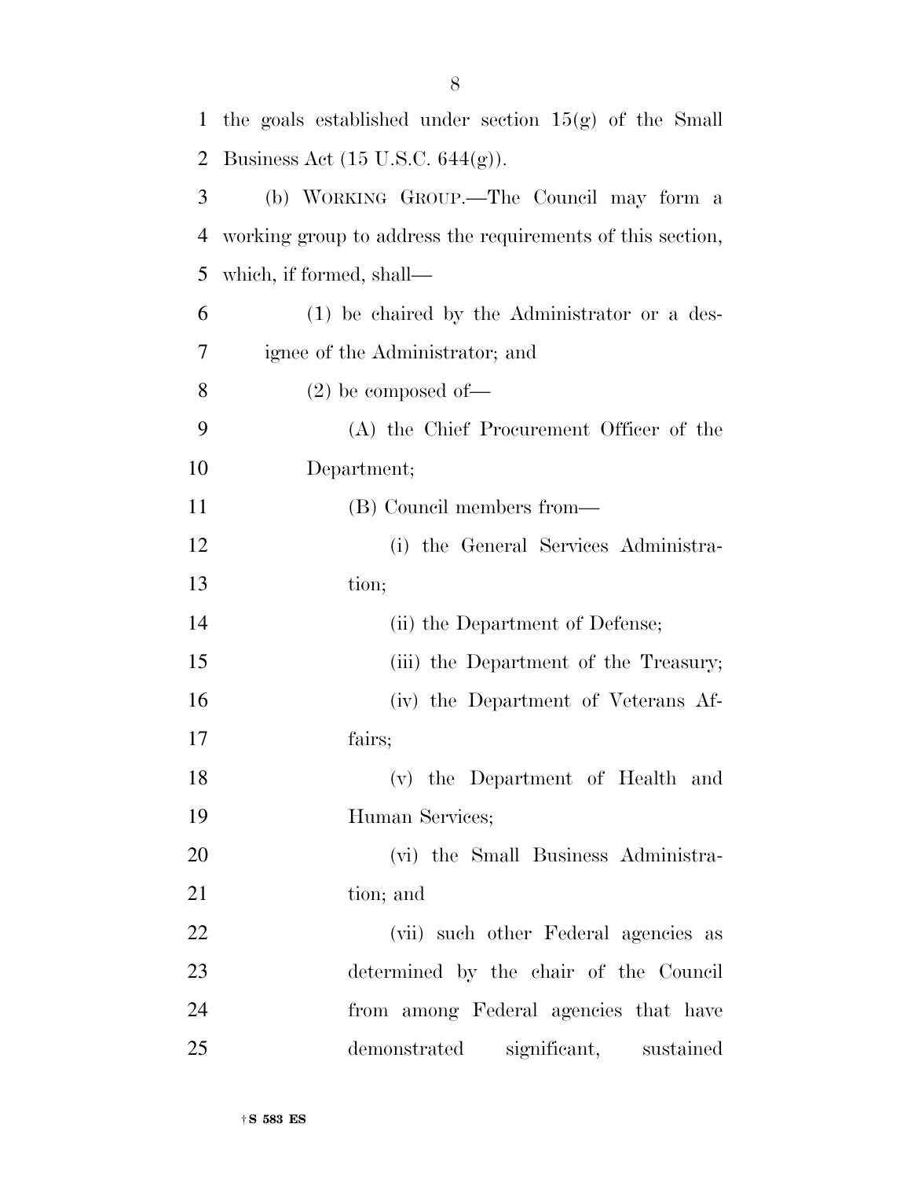the goals established under section 15(g) of the Small Business Act (15 U.S.C. 644(g)).

(b) WORKING GROUP.—The Council may form a working group to address the requirements of this section, which, if formed, shall—

(1) be chaired by the Administrator or a designee of the Administrator; and

(2) be composed of—

(A) the Chief Procurement Officer of the Department;

(B) Council members from—

(i) the General Services Administration;

(ii) the Department of Defense;

(iii) the Department of the Treasury;

(iv) the Department of Veterans Affairs;

(v) the Department of Health and Human Services;

(vi) the Small Business Administration; and

(vii) such other Federal agencies as determined by the chair of the Council from among Federal agencies that have demonstrated significant, sustained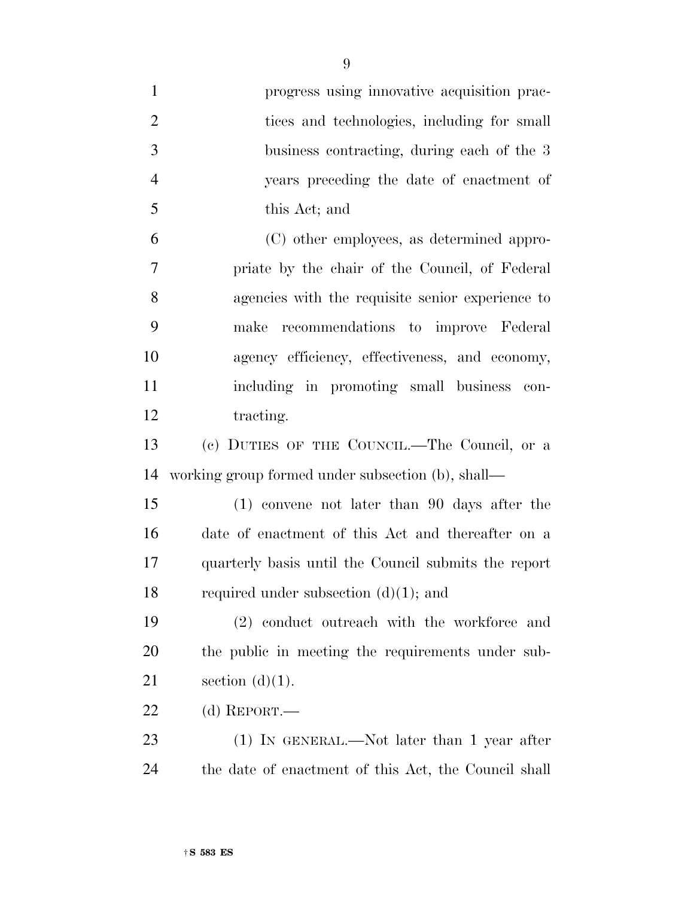progress using innovative acquisition practices and technologies, including for small business contracting, during each of the 3 years preceding the date of enactment of this Act; and

(C) other employees, as determined appropriate by the chair of the Council, of Federal agencies with the requisite senior experience to make recommendations to improve Federal agency efficiency, effectiveness, and economy, including in promoting small business contracting.

(c) DUTIES OF THE COUNCIL.—The Council, or a working group formed under subsection (b), shall—

(1) convene not later than 90 days after the date of enactment of this Act and thereafter on a quarterly basis until the Council submits the report required under subsection (d)(1); and

(2) conduct outreach with the workforce and the public in meeting the requirements under subsection (d)(1).

(d) REPORT.—

(1) IN GENERAL.—Not later than 1 year after the date of enactment of this Act, the Council shall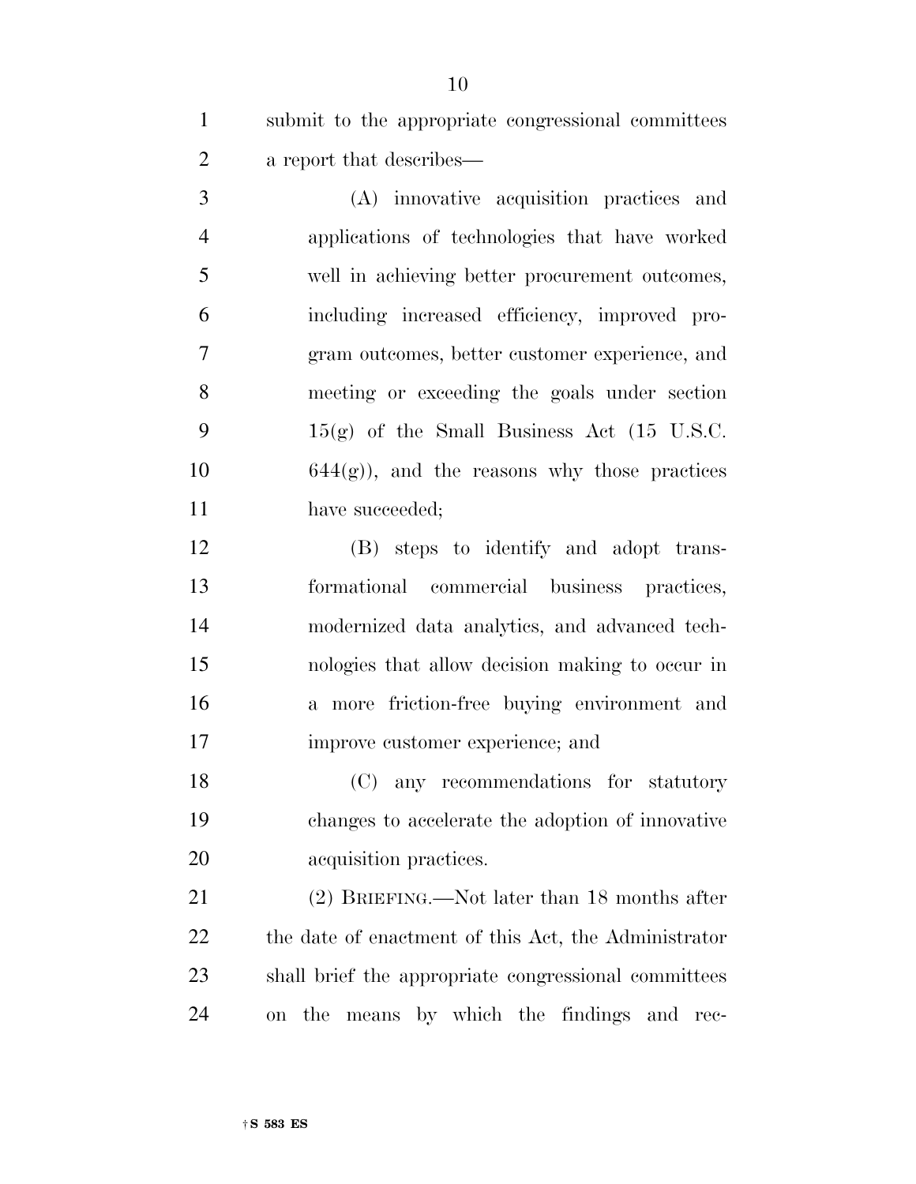submit to the appropriate congressional committees a report that describes—

(A) innovative acquisition practices and applications of technologies that have worked well in achieving better procurement outcomes, including increased efficiency, improved program outcomes, better customer experience, and meeting or exceeding the goals under section 15(g) of the Small Business Act (15 U.S.C. 644(g)), and the reasons why those practices have succeeded;

(B) steps to identify and adopt transformational commercial business practices, modernized data analytics, and advanced technologies that allow decision making to occur in a more friction-free buying environment and improve customer experience; and

(C) any recommendations for statutory changes to accelerate the adoption of innovative acquisition practices.

(2) BRIEFING.—Not later than 18 months after the date of enactment of this Act, the Administrator shall brief the appropriate congressional committees on the means by which the findings and rec-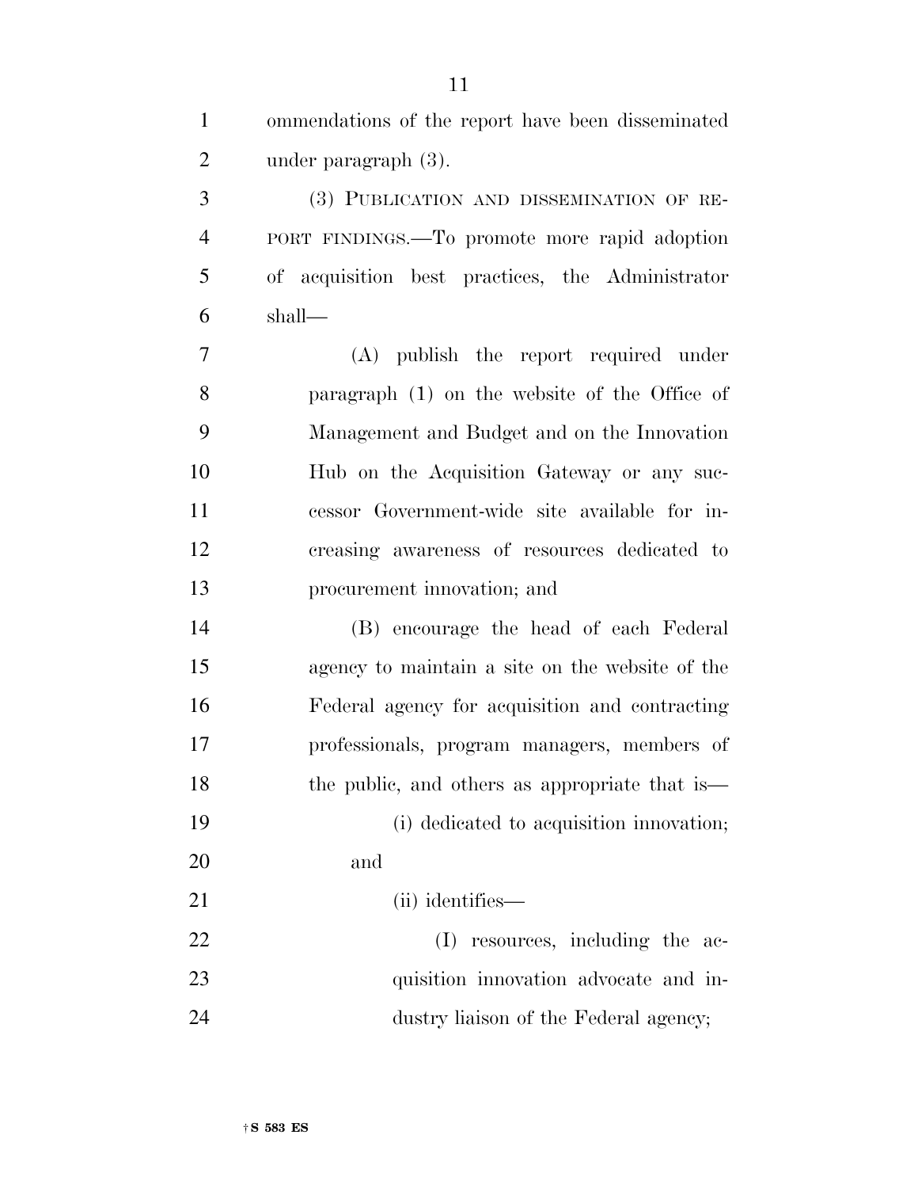ommendations of the report have been disseminated under paragraph (3).

(3) PUBLICATION AND DISSEMINATION OF REPORT FINDINGS.—To promote more rapid adoption of acquisition best practices, the Administrator shall—

(A) publish the report required under paragraph (1) on the website of the Office of Management and Budget and on the Innovation Hub on the Acquisition Gateway or any successor Government-wide site available for increasing awareness of resources dedicated to procurement innovation; and

(B) encourage the head of each Federal agency to maintain a site on the website of the Federal agency for acquisition and contracting professionals, program managers, members of the public, and others as appropriate that is—

(i) dedicated to acquisition innovation; and

(ii) identifies—

(I) resources, including the acquisition innovation advocate and industry liaison of the Federal agency;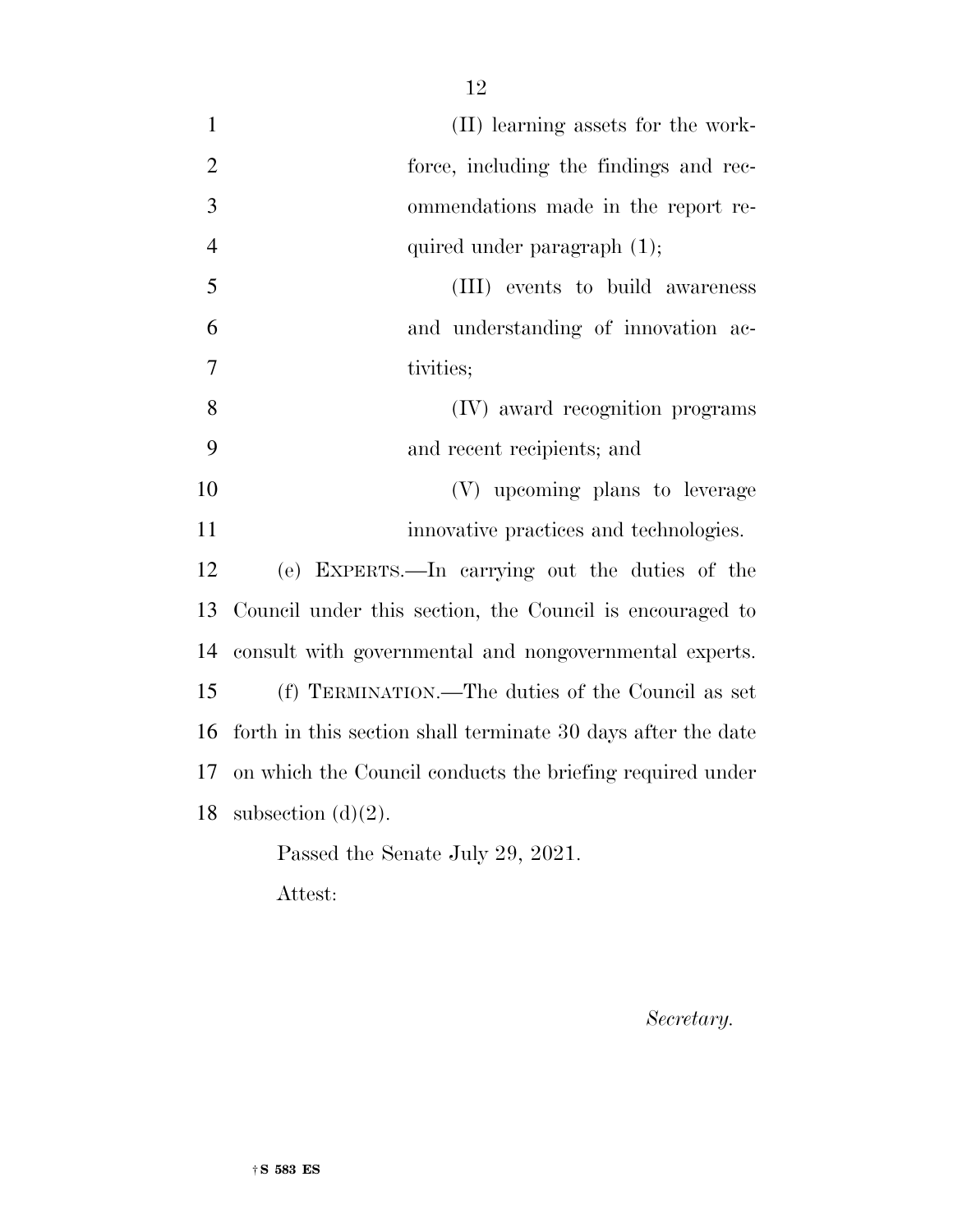(II) learning assets for the workforce, including the findings and recommendations made in the report required under paragraph (1);

(III) events to build awareness and understanding of innovation activities;

(IV) award recognition programs and recent recipients; and

(V) upcoming plans to leverage innovative practices and technologies.

(e) EXPERTS.—In carrying out the duties of the Council under this section, the Council is encouraged to consult with governmental and nongovernmental experts.

(f) TERMINATION.—The duties of the Council as set forth in this section shall terminate 30 days after the date on which the Council conducts the briefing required under subsection (d)(2).

Passed the Senate July 29, 2021.

Attest:

*Secretary.*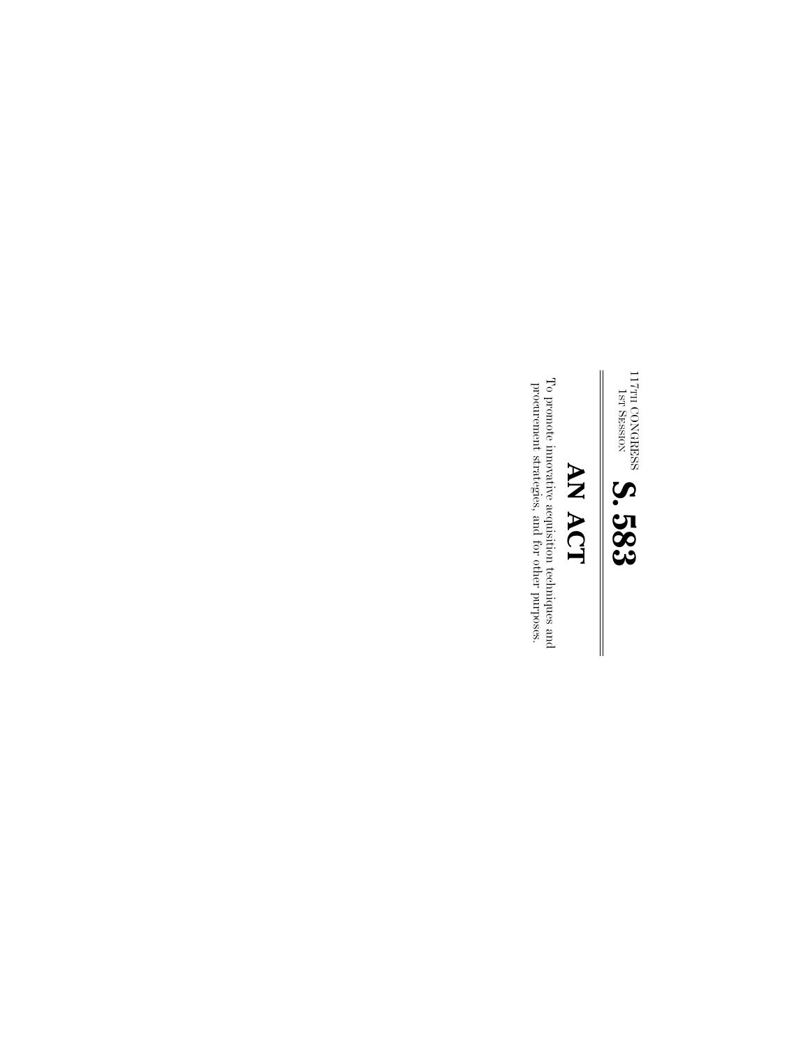117TH CONGRESS
1ST SESSION

# S. 583

# AN ACT

To promote innovative acquisition techniques and procurement strategies, and for other purposes.